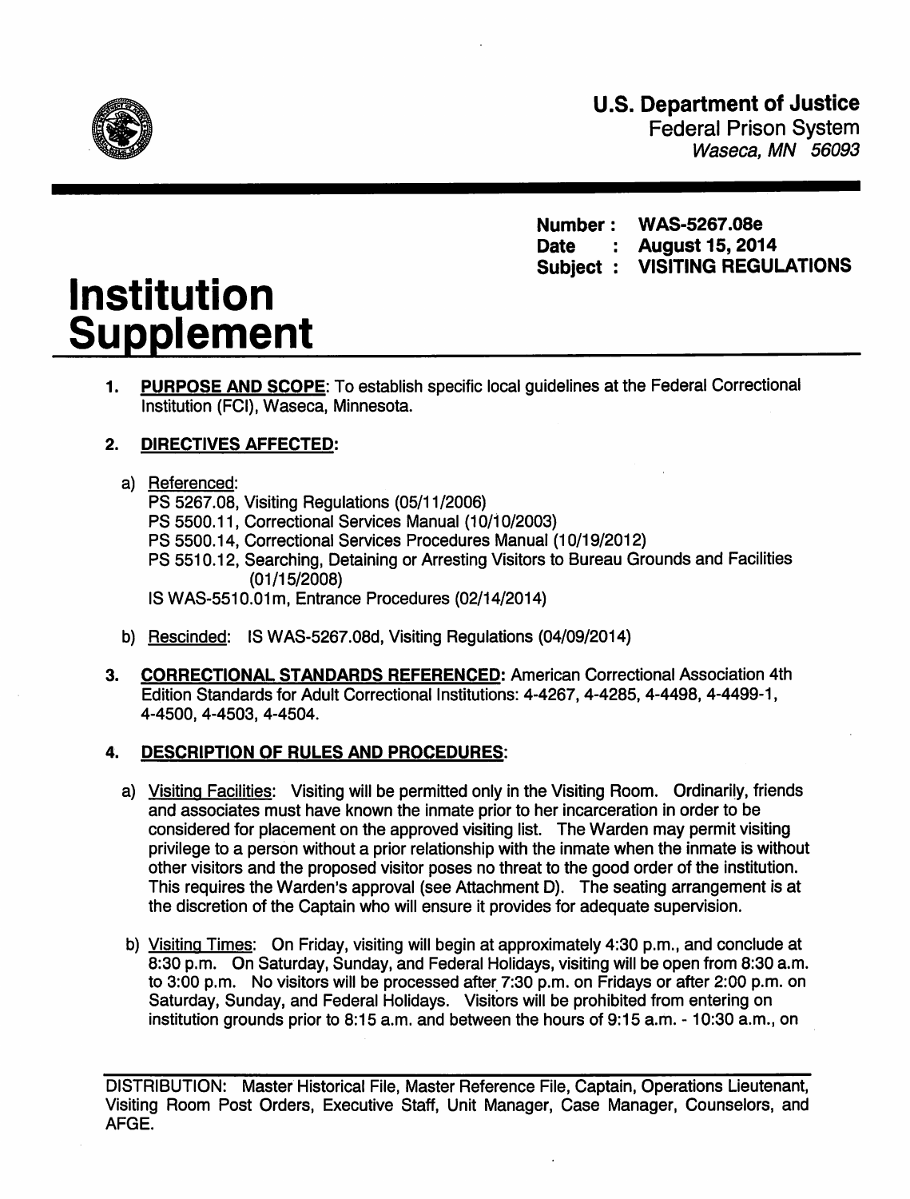**U.S. Department of Justice**
Federal Prison System
*Waseca, MN 56093*

**Number : WAS-5267.08e**
**Date : August 15, 2014**
**Subject : VISITING REGULATIONS**

# Institution Supplement

1. **PURPOSE AND SCOPE**: To establish specific local guidelines at the Federal Correctional Institution (FCI), Waseca, Minnesota.

2. **DIRECTIVES AFFECTED:**

   a) Referenced:
   PS 5267.08, Visiting Regulations (05/11/2006)
   PS 5500.11, Correctional Services Manual (10/10/2003)
   PS 5500.14, Correctional Services Procedures Manual (10/19/2012)
   PS 5510.12, Searching, Detaining or Arresting Visitors to Bureau Grounds and Facilities (01/15/2008)
   IS WAS-5510.01m, Entrance Procedures (02/14/2014)

   b) Rescinded: IS WAS-5267.08d, Visiting Regulations (04/09/2014)

3. **CORRECTIONAL STANDARDS REFERENCED:** American Correctional Association 4th Edition Standards for Adult Correctional Institutions: 4-4267, 4-4285, 4-4498, 4-4499-1, 4-4500, 4-4503, 4-4504.

4. **DESCRIPTION OF RULES AND PROCEDURES:**

   a) Visiting Facilities: Visiting will be permitted only in the Visiting Room. Ordinarily, friends and associates must have known the inmate prior to her incarceration in order to be considered for placement on the approved visiting list. The Warden may permit visiting privilege to a person without a prior relationship with the inmate when the inmate is without other visitors and the proposed visitor poses no threat to the good order of the institution. This requires the Warden's approval (see Attachment D). The seating arrangement is at the discretion of the Captain who will ensure it provides for adequate supervision.

   b) Visiting Times: On Friday, visiting will begin at approximately 4:30 p.m., and conclude at 8:30 p.m. On Saturday, Sunday, and Federal Holidays, visiting will be open from 8:30 a.m. to 3:00 p.m. No visitors will be processed after 7:30 p.m. on Fridays or after 2:00 p.m. on Saturday, Sunday, and Federal Holidays. Visitors will be prohibited from entering on institution grounds prior to 8:15 a.m. and between the hours of 9:15 a.m. - 10:30 a.m., on

DISTRIBUTION: Master Historical File, Master Reference File, Captain, Operations Lieutenant, Visiting Room Post Orders, Executive Staff, Unit Manager, Case Manager, Counselors, and AFGE.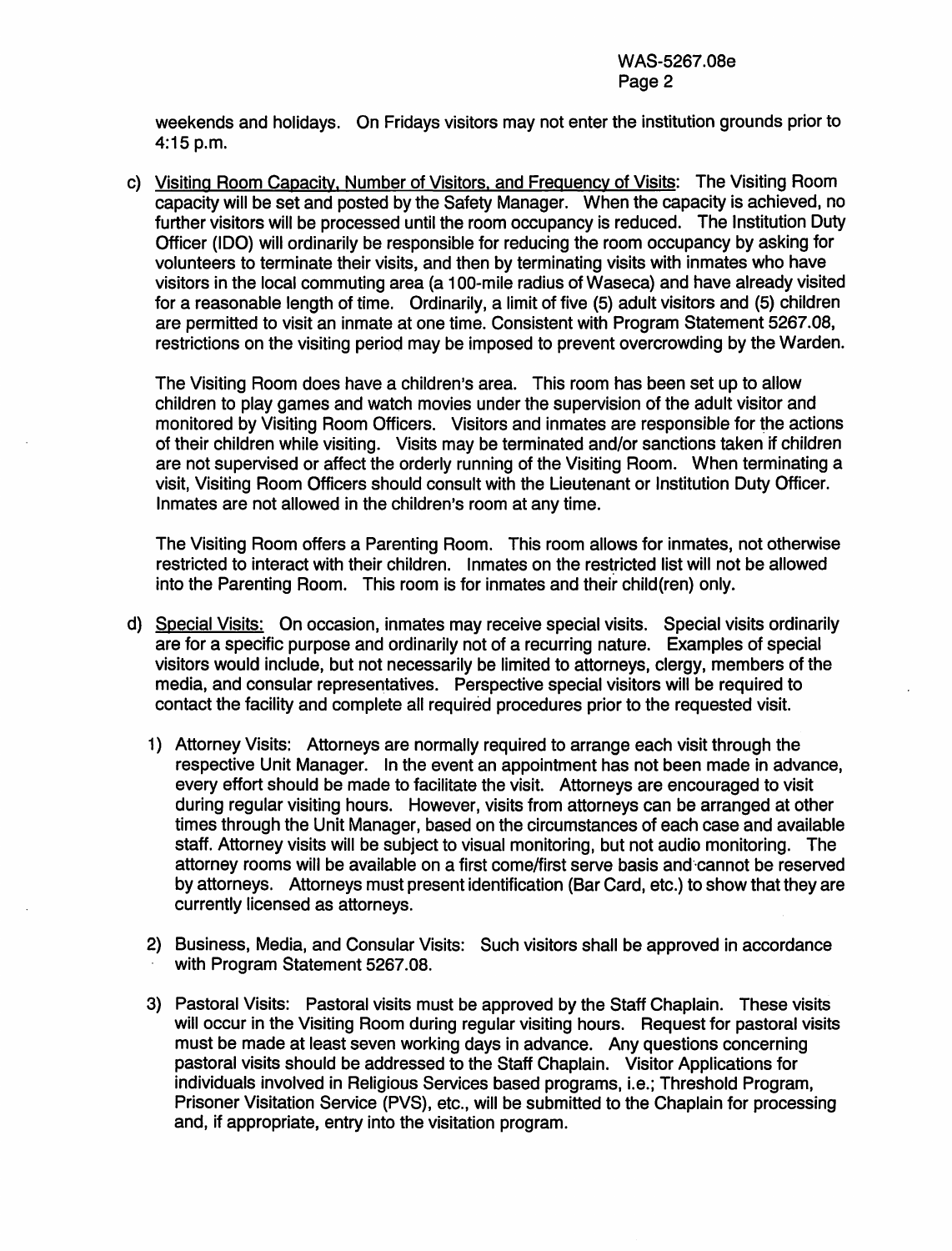weekends and holidays. On Fridays visitors may not enter the institution grounds prior to 4:15 p.m.

c) Visiting Room Capacity, Number of Visitors, and Frequency of Visits: The Visiting Room capacity will be set and posted by the Safety Manager. When the capacity is achieved, no further visitors will be processed until the room occupancy is reduced. The Institution Duty Officer (IDO) will ordinarily be responsible for reducing the room occupancy by asking for volunteers to terminate their visits, and then by terminating visits with inmates who have visitors in the local commuting area (a 100-mile radius of Waseca) and have already visited for a reasonable length of time. Ordinarily, a limit of five (5) adult visitors and (5) children are permitted to visit an inmate at one time. Consistent with Program Statement 5267.08, restrictions on the visiting period may be imposed to prevent overcrowding by the Warden.

The Visiting Room does have a children's area. This room has been set up to allow children to play games and watch movies under the supervision of the adult visitor and monitored by Visiting Room Officers. Visitors and inmates are responsible for the actions of their children while visiting. Visits may be terminated and/or sanctions taken if children are not supervised or affect the orderly running of the Visiting Room. When terminating a visit, Visiting Room Officers should consult with the Lieutenant or Institution Duty Officer. Inmates are not allowed in the children's room at any time.

The Visiting Room offers a Parenting Room. This room allows for inmates, not otherwise restricted to interact with their children. Inmates on the restricted list will not be allowed into the Parenting Room. This room is for inmates and their child(ren) only.

d) Special Visits: On occasion, inmates may receive special visits. Special visits ordinarily are for a specific purpose and ordinarily not of a recurring nature. Examples of special visitors would include, but not necessarily be limited to attorneys, clergy, members of the media, and consular representatives. Perspective special visitors will be required to contact the facility and complete all required procedures prior to the requested visit.

1) Attorney Visits: Attorneys are normally required to arrange each visit through the respective Unit Manager. In the event an appointment has not been made in advance, every effort should be made to facilitate the visit. Attorneys are encouraged to visit during regular visiting hours. However, visits from attorneys can be arranged at other times through the Unit Manager, based on the circumstances of each case and available staff. Attorney visits will be subject to visual monitoring, but not audio monitoring. The attorney rooms will be available on a first come/first serve basis and cannot be reserved by attorneys. Attorneys must present identification (Bar Card, etc.) to show that they are currently licensed as attorneys.

2) Business, Media, and Consular Visits: Such visitors shall be approved in accordance with Program Statement 5267.08.

3) Pastoral Visits: Pastoral visits must be approved by the Staff Chaplain. These visits will occur in the Visiting Room during regular visiting hours. Request for pastoral visits must be made at least seven working days in advance. Any questions concerning pastoral visits should be addressed to the Staff Chaplain. Visitor Applications for individuals involved in Religious Services based programs, i.e.; Threshold Program, Prisoner Visitation Service (PVS), etc., will be submitted to the Chaplain for processing and, if appropriate, entry into the visitation program.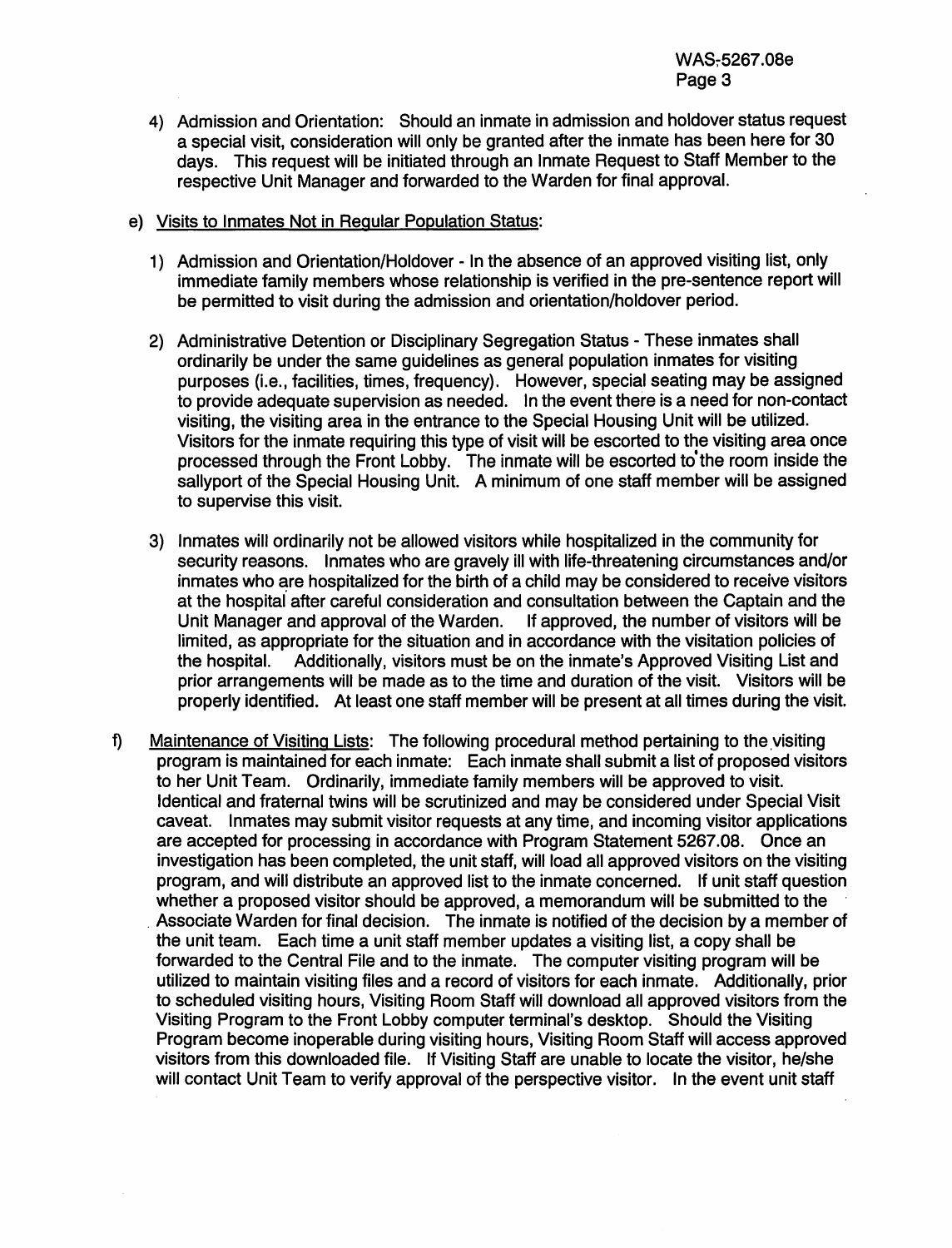4) Admission and Orientation: Should an inmate in admission and holdover status request a special visit, consideration will only be granted after the inmate has been here for 30 days. This request will be initiated through an Inmate Request to Staff Member to the respective Unit Manager and forwarded to the Warden for final approval.

e) Visits to Inmates Not in Regular Population Status:

1) Admission and Orientation/Holdover - In the absence of an approved visiting list, only immediate family members whose relationship is verified in the pre-sentence report will be permitted to visit during the admission and orientation/holdover period.

2) Administrative Detention or Disciplinary Segregation Status - These inmates shall ordinarily be under the same guidelines as general population inmates for visiting purposes (i.e., facilities, times, frequency). However, special seating may be assigned to provide adequate supervision as needed. In the event there is a need for non-contact visiting, the visiting area in the entrance to the Special Housing Unit will be utilized. Visitors for the inmate requiring this type of visit will be escorted to the visiting area once processed through the Front Lobby. The inmate will be escorted to the room inside the sallyport of the Special Housing Unit. A minimum of one staff member will be assigned to supervise this visit.

3) Inmates will ordinarily not be allowed visitors while hospitalized in the community for security reasons. Inmates who are gravely ill with life-threatening circumstances and/or inmates who are hospitalized for the birth of a child may be considered to receive visitors at the hospital after careful consideration and consultation between the Captain and the Unit Manager and approval of the Warden. If approved, the number of visitors will be limited, as appropriate for the situation and in accordance with the visitation policies of the hospital. Additionally, visitors must be on the inmate's Approved Visiting List and prior arrangements will be made as to the time and duration of the visit. Visitors will be properly identified. At least one staff member will be present at all times during the visit.

f) Maintenance of Visiting Lists: The following procedural method pertaining to the visiting program is maintained for each inmate: Each inmate shall submit a list of proposed visitors to her Unit Team. Ordinarily, immediate family members will be approved to visit. Identical and fraternal twins will be scrutinized and may be considered under Special Visit caveat. Inmates may submit visitor requests at any time, and incoming visitor applications are accepted for processing in accordance with Program Statement 5267.08. Once an investigation has been completed, the unit staff, will load all approved visitors on the visiting program, and will distribute an approved list to the inmate concerned. If unit staff question whether a proposed visitor should be approved, a memorandum will be submitted to the Associate Warden for final decision. The inmate is notified of the decision by a member of the unit team. Each time a unit staff member updates a visiting list, a copy shall be forwarded to the Central File and to the inmate. The computer visiting program will be utilized to maintain visiting files and a record of visitors for each inmate. Additionally, prior to scheduled visiting hours, Visiting Room Staff will download all approved visitors from the Visiting Program to the Front Lobby computer terminal's desktop. Should the Visiting Program become inoperable during visiting hours, Visiting Room Staff will access approved visitors from this downloaded file. If Visiting Staff are unable to locate the visitor, he/she will contact Unit Team to verify approval of the perspective visitor. In the event unit staff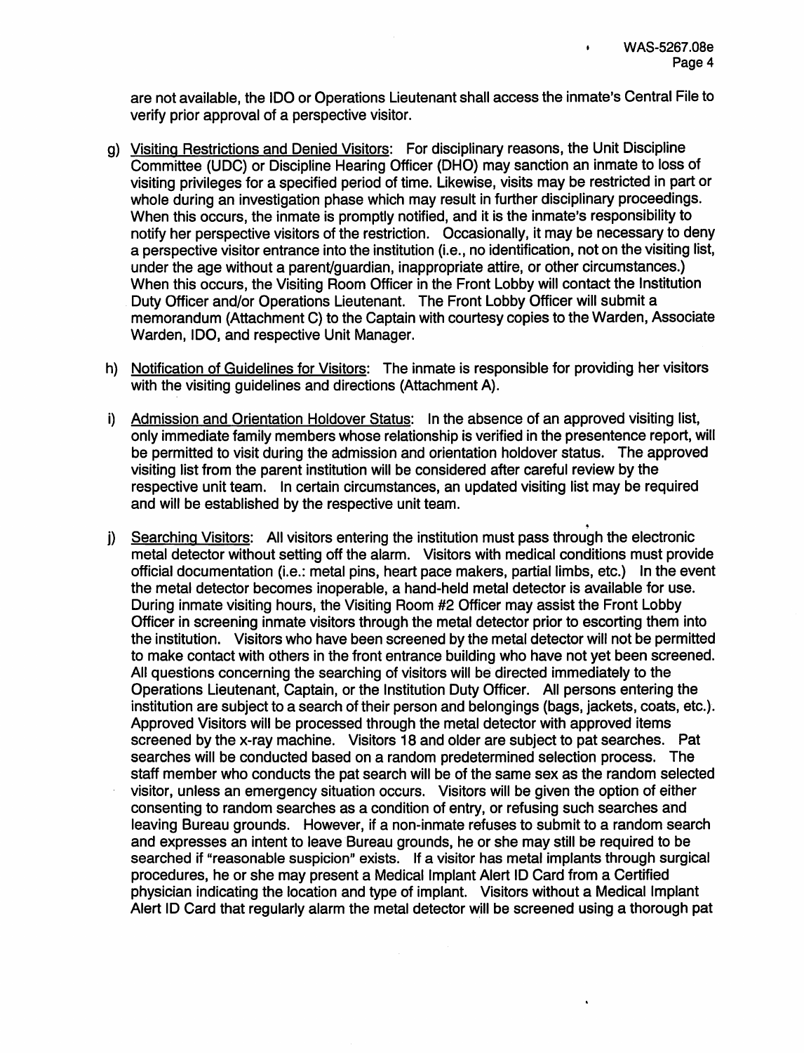are not available, the IDO or Operations Lieutenant shall access the inmate's Central File to verify prior approval of a perspective visitor.

g) <u>Visiting Restrictions and Denied Visitors</u>: For disciplinary reasons, the Unit Discipline Committee (UDC) or Discipline Hearing Officer (DHO) may sanction an inmate to loss of visiting privileges for a specified period of time. Likewise, visits may be restricted in part or whole during an investigation phase which may result in further disciplinary proceedings. When this occurs, the inmate is promptly notified, and it is the inmate's responsibility to notify her perspective visitors of the restriction. Occasionally, it may be necessary to deny a perspective visitor entrance into the institution (i.e., no identification, not on the visiting list, under the age without a parent/guardian, inappropriate attire, or other circumstances.) When this occurs, the Visiting Room Officer in the Front Lobby will contact the Institution Duty Officer and/or Operations Lieutenant. The Front Lobby Officer will submit a memorandum (Attachment C) to the Captain with courtesy copies to the Warden, Associate Warden, IDO, and respective Unit Manager.

h) <u>Notification of Guidelines for Visitors</u>: The inmate is responsible for providing her visitors with the visiting guidelines and directions (Attachment A).

i) <u>Admission and Orientation Holdover Status</u>: In the absence of an approved visiting list, only immediate family members whose relationship is verified in the presentence report, will be permitted to visit during the admission and orientation holdover status. The approved visiting list from the parent institution will be considered after careful review by the respective unit team. In certain circumstances, an updated visiting list may be required and will be established by the respective unit team.

j) <u>Searching Visitors</u>: All visitors entering the institution must pass through the electronic metal detector without setting off the alarm. Visitors with medical conditions must provide official documentation (i.e.: metal pins, heart pace makers, partial limbs, etc.) In the event the metal detector becomes inoperable, a hand-held metal detector is available for use. During inmate visiting hours, the Visiting Room #2 Officer may assist the Front Lobby Officer in screening inmate visitors through the metal detector prior to escorting them into the institution. Visitors who have been screened by the metal detector will not be permitted to make contact with others in the front entrance building who have not yet been screened. All questions concerning the searching of visitors will be directed immediately to the Operations Lieutenant, Captain, or the Institution Duty Officer. All persons entering the institution are subject to a search of their person and belongings (bags, jackets, coats, etc.). Approved Visitors will be processed through the metal detector with approved items screened by the x-ray machine. Visitors 18 and older are subject to pat searches. Pat searches will be conducted based on a random predetermined selection process. The staff member who conducts the pat search will be of the same sex as the random selected visitor, unless an emergency situation occurs. Visitors will be given the option of either consenting to random searches as a condition of entry, or refusing such searches and leaving Bureau grounds. However, if a non-inmate refuses to submit to a random search and expresses an intent to leave Bureau grounds, he or she may still be required to be searched if "reasonable suspicion" exists. If a visitor has metal implants through surgical procedures, he or she may present a Medical Implant Alert ID Card from a Certified physician indicating the location and type of implant. Visitors without a Medical Implant Alert ID Card that regularly alarm the metal detector will be screened using a thorough pat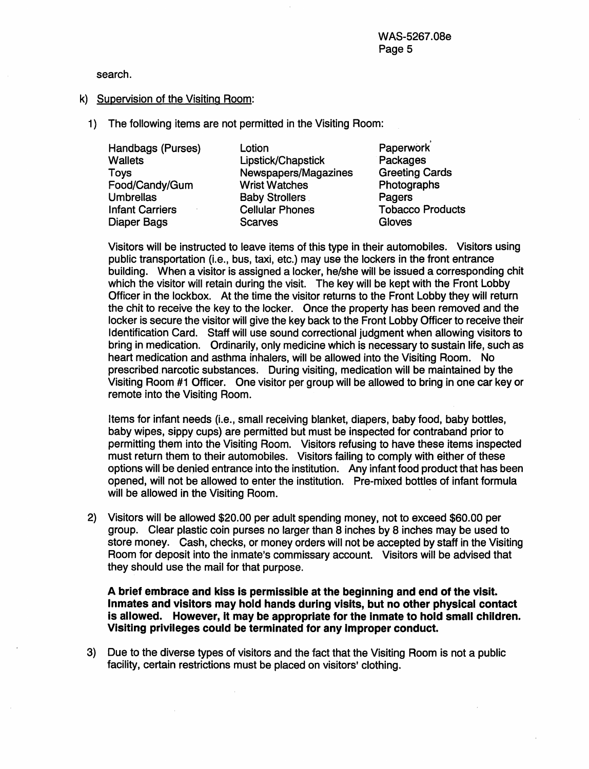search.

k) <u>Supervision of the Visiting Room</u>:

1) The following items are not permitted in the Visiting Room:

| | | |
|---|---|---|
| Handbags (Purses) | Lotion | Paperwork |
| Wallets | Lipstick/Chapstick | Packages |
| Toys | Newspapers/Magazines | Greeting Cards |
| Food/Candy/Gum | Wrist Watches | Photographs |
| Umbrellas | Baby Strollers | Pagers |
| Infant Carriers | Cellular Phones | Tobacco Products |
| Diaper Bags | Scarves | Gloves |

Visitors will be instructed to leave items of this type in their automobiles. Visitors using public transportation (i.e., bus, taxi, etc.) may use the lockers in the front entrance building. When a visitor is assigned a locker, he/she will be issued a corresponding chit which the visitor will retain during the visit. The key will be kept with the Front Lobby Officer in the lockbox. At the time the visitor returns to the Front Lobby they will return the chit to receive the key to the locker. Once the property has been removed and the locker is secure the visitor will give the key back to the Front Lobby Officer to receive their Identification Card. Staff will use sound correctional judgment when allowing visitors to bring in medication. Ordinarily, only medicine which is necessary to sustain life, such as heart medication and asthma inhalers, will be allowed into the Visiting Room. No prescribed narcotic substances. During visiting, medication will be maintained by the Visiting Room #1 Officer. One visitor per group will be allowed to bring in one car key or remote into the Visiting Room.

Items for infant needs (i.e., small receiving blanket, diapers, baby food, baby bottles, baby wipes, sippy cups) are permitted but must be inspected for contraband prior to permitting them into the Visiting Room. Visitors refusing to have these items inspected must return them to their automobiles. Visitors failing to comply with either of these options will be denied entrance into the institution. Any infant food product that has been opened, will not be allowed to enter the institution. Pre-mixed bottles of infant formula will be allowed in the Visiting Room.

2) Visitors will be allowed $20.00 per adult spending money, not to exceed $60.00 per group. Clear plastic coin purses no larger than 8 inches by 8 inches may be used to store money. Cash, checks, or money orders will not be accepted by staff in the Visiting Room for deposit into the inmate's commissary account. Visitors will be advised that they should use the mail for that purpose.

**A brief embrace and kiss is permissible at the beginning and end of the visit. Inmates and visitors may hold hands during visits, but no other physical contact is allowed. However, it may be appropriate for the inmate to hold small children. Visiting privileges could be terminated for any improper conduct.**

3) Due to the diverse types of visitors and the fact that the Visiting Room is not a public facility, certain restrictions must be placed on visitors' clothing.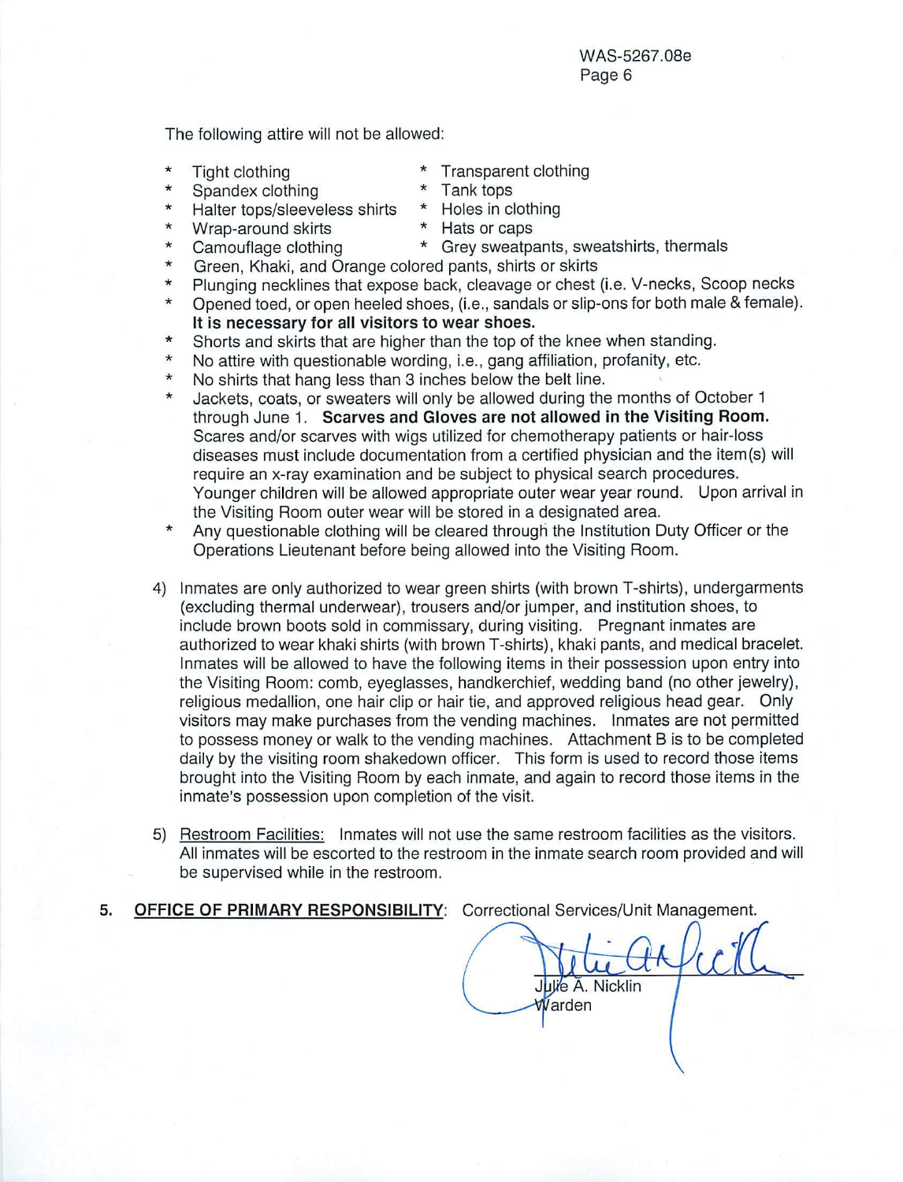The following attire will not be allowed:

* Tight clothing
* Transparent clothing
* Spandex clothing
* Tank tops
* Halter tops/sleeveless shirts
* Holes in clothing
* Wrap-around skirts
* Hats or caps
* Camouflage clothing
* Grey sweatpants, sweatshirts, thermals
* Green, Khaki, and Orange colored pants, shirts or skirts
* Plunging necklines that expose back, cleavage or chest (i.e. V-necks, Scoop necks
* Opened toed, or open heeled shoes, (i.e., sandals or slip-ons for both male & female). **It is necessary for all visitors to wear shoes.**
* Shorts and skirts that are higher than the top of the knee when standing.
* No attire with questionable wording, i.e., gang affiliation, profanity, etc.
* No shirts that hang less than 3 inches below the belt line.
* Jackets, coats, or sweaters will only be allowed during the months of October 1 through June 1. **Scarves and Gloves are not allowed in the Visiting Room.** Scares and/or scarves with wigs utilized for chemotherapy patients or hair-loss diseases must include documentation from a certified physician and the item(s) will require an x-ray examination and be subject to physical search procedures. Younger children will be allowed appropriate outer wear year round. Upon arrival in the Visiting Room outer wear will be stored in a designated area.
* Any questionable clothing will be cleared through the Institution Duty Officer or the Operations Lieutenant before being allowed into the Visiting Room.

4) Inmates are only authorized to wear green shirts (with brown T-shirts), undergarments (excluding thermal underwear), trousers and/or jumper, and institution shoes, to include brown boots sold in commissary, during visiting. Pregnant inmates are authorized to wear khaki shirts (with brown T-shirts), khaki pants, and medical bracelet. Inmates will be allowed to have the following items in their possession upon entry into the Visiting Room: comb, eyeglasses, handkerchief, wedding band (no other jewelry), religious medallion, one hair clip or hair tie, and approved religious head gear. Only visitors may make purchases from the vending machines. Inmates are not permitted to possess money or walk to the vending machines. Attachment B is to be completed daily by the visiting room shakedown officer. This form is used to record those items brought into the Visiting Room by each inmate, and again to record those items in the inmate's possession upon completion of the visit.

5) Restroom Facilities: Inmates will not use the same restroom facilities as the visitors. All inmates will be escorted to the restroom in the inmate search room provided and will be supervised while in the restroom.

5. **OFFICE OF PRIMARY RESPONSIBILITY**: Correctional Services/Unit Management.

Julie A. Nicklin
Warden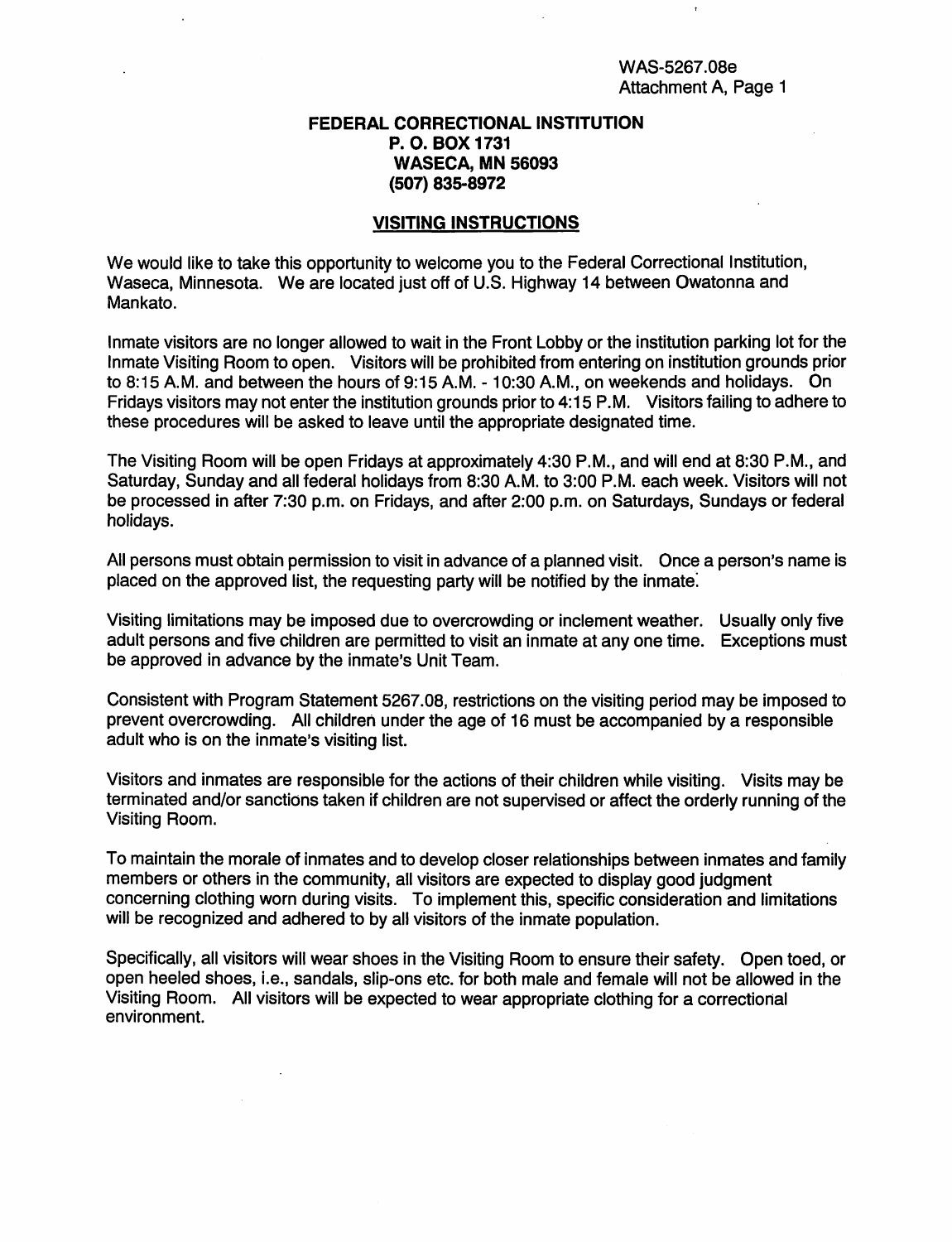WAS-5267.08e
Attachment A, Page 1

**FEDERAL CORRECTIONAL INSTITUTION**
**P. O. BOX 1731**
**WASECA, MN 56093**
**(507) 835-8972**

## VISITING INSTRUCTIONS

We would like to take this opportunity to welcome you to the Federal Correctional Institution, Waseca, Minnesota. We are located just off of U.S. Highway 14 between Owatonna and Mankato.

Inmate visitors are no longer allowed to wait in the Front Lobby or the institution parking lot for the Inmate Visiting Room to open. Visitors will be prohibited from entering on institution grounds prior to 8:15 A.M. and between the hours of 9:15 A.M. - 10:30 A.M., on weekends and holidays. On Fridays visitors may not enter the institution grounds prior to 4:15 P.M. Visitors failing to adhere to these procedures will be asked to leave until the appropriate designated time.

The Visiting Room will be open Fridays at approximately 4:30 P.M., and will end at 8:30 P.M., and Saturday, Sunday and all federal holidays from 8:30 A.M. to 3:00 P.M. each week. Visitors will not be processed in after 7:30 p.m. on Fridays, and after 2:00 p.m. on Saturdays, Sundays or federal holidays.

All persons must obtain permission to visit in advance of a planned visit. Once a person's name is placed on the approved list, the requesting party will be notified by the inmate.

Visiting limitations may be imposed due to overcrowding or inclement weather. Usually only five adult persons and five children are permitted to visit an inmate at any one time. Exceptions must be approved in advance by the inmate's Unit Team.

Consistent with Program Statement 5267.08, restrictions on the visiting period may be imposed to prevent overcrowding. All children under the age of 16 must be accompanied by a responsible adult who is on the inmate's visiting list.

Visitors and inmates are responsible for the actions of their children while visiting. Visits may be terminated and/or sanctions taken if children are not supervised or affect the orderly running of the Visiting Room.

To maintain the morale of inmates and to develop closer relationships between inmates and family members or others in the community, all visitors are expected to display good judgment concerning clothing worn during visits. To implement this, specific consideration and limitations will be recognized and adhered to by all visitors of the inmate population.

Specifically, all visitors will wear shoes in the Visiting Room to ensure their safety. Open toed, or open heeled shoes, i.e., sandals, slip-ons etc. for both male and female will not be allowed in the Visiting Room. All visitors will be expected to wear appropriate clothing for a correctional environment.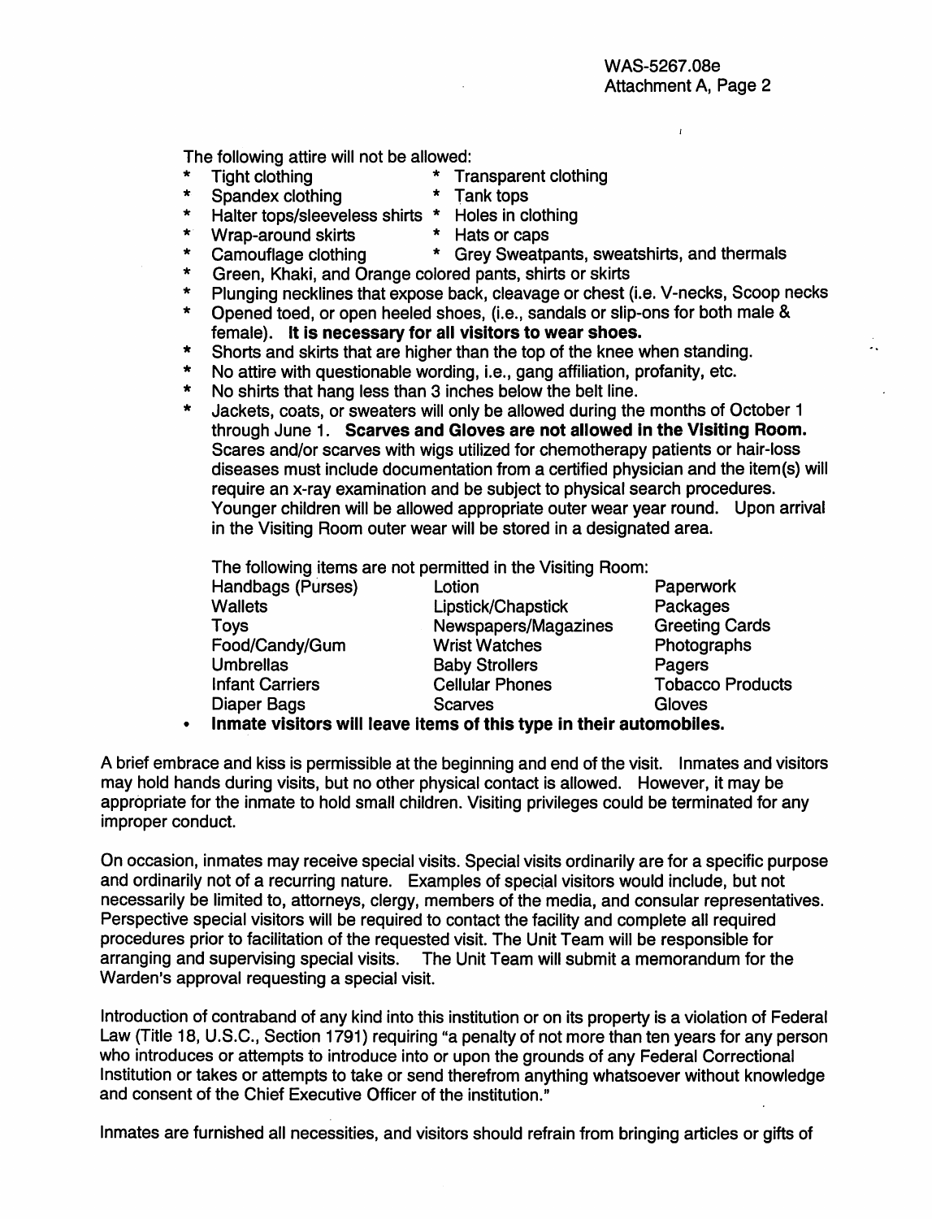The following attire will not be allowed:

- Tight clothing
- Transparent clothing
- Spandex clothing
- Tank tops
- Halter tops/sleeveless shirts
- Holes in clothing
- Wrap-around skirts
- Hats or caps
- Camouflage clothing
- Grey Sweatpants, sweatshirts, and thermals
- Green, Khaki, and Orange colored pants, shirts or skirts
- Plunging necklines that expose back, cleavage or chest (i.e. V-necks, Scoop necks
- Opened toed, or open heeled shoes, (i.e., sandals or slip-ons for both male & female). **It is necessary for all visitors to wear shoes.**
- Shorts and skirts that are higher than the top of the knee when standing.
- No attire with questionable wording, i.e., gang affiliation, profanity, etc.
- No shirts that hang less than 3 inches below the belt line.
- Jackets, coats, or sweaters will only be allowed during the months of October 1 through June 1. **Scarves and Gloves are not allowed in the Visiting Room.** Scares and/or scarves with wigs utilized for chemotherapy patients or hair-loss diseases must include documentation from a certified physician and the item(s) will require an x-ray examination and be subject to physical search procedures. Younger children will be allowed appropriate outer wear year round. Upon arrival in the Visiting Room outer wear will be stored in a designated area.

The following items are not permitted in the Visiting Room:

| | | |
|---|---|---|
| Handbags (Purses) | Lotion | Paperwork |
| Wallets | Lipstick/Chapstick | Packages |
| Toys | Newspapers/Magazines | Greeting Cards |
| Food/Candy/Gum | Wrist Watches | Photographs |
| Umbrellas | Baby Strollers | Pagers |
| Infant Carriers | Cellular Phones | Tobacco Products |
| Diaper Bags | Scarves | Gloves |

- **Inmate visitors will leave items of this type in their automobiles.**

A brief embrace and kiss is permissible at the beginning and end of the visit. Inmates and visitors may hold hands during visits, but no other physical contact is allowed. However, it may be appropriate for the inmate to hold small children. Visiting privileges could be terminated for any improper conduct.

On occasion, inmates may receive special visits. Special visits ordinarily are for a specific purpose and ordinarily not of a recurring nature. Examples of special visitors would include, but not necessarily be limited to, attorneys, clergy, members of the media, and consular representatives. Perspective special visitors will be required to contact the facility and complete all required procedures prior to facilitation of the requested visit. The Unit Team will be responsible for arranging and supervising special visits. The Unit Team will submit a memorandum for the Warden's approval requesting a special visit.

Introduction of contraband of any kind into this institution or on its property is a violation of Federal Law (Title 18, U.S.C., Section 1791) requiring "a penalty of not more than ten years for any person who introduces or attempts to introduce into or upon the grounds of any Federal Correctional Institution or takes or attempts to take or send therefrom anything whatsoever without knowledge and consent of the Chief Executive Officer of the institution."

Inmates are furnished all necessities, and visitors should refrain from bringing articles or gifts of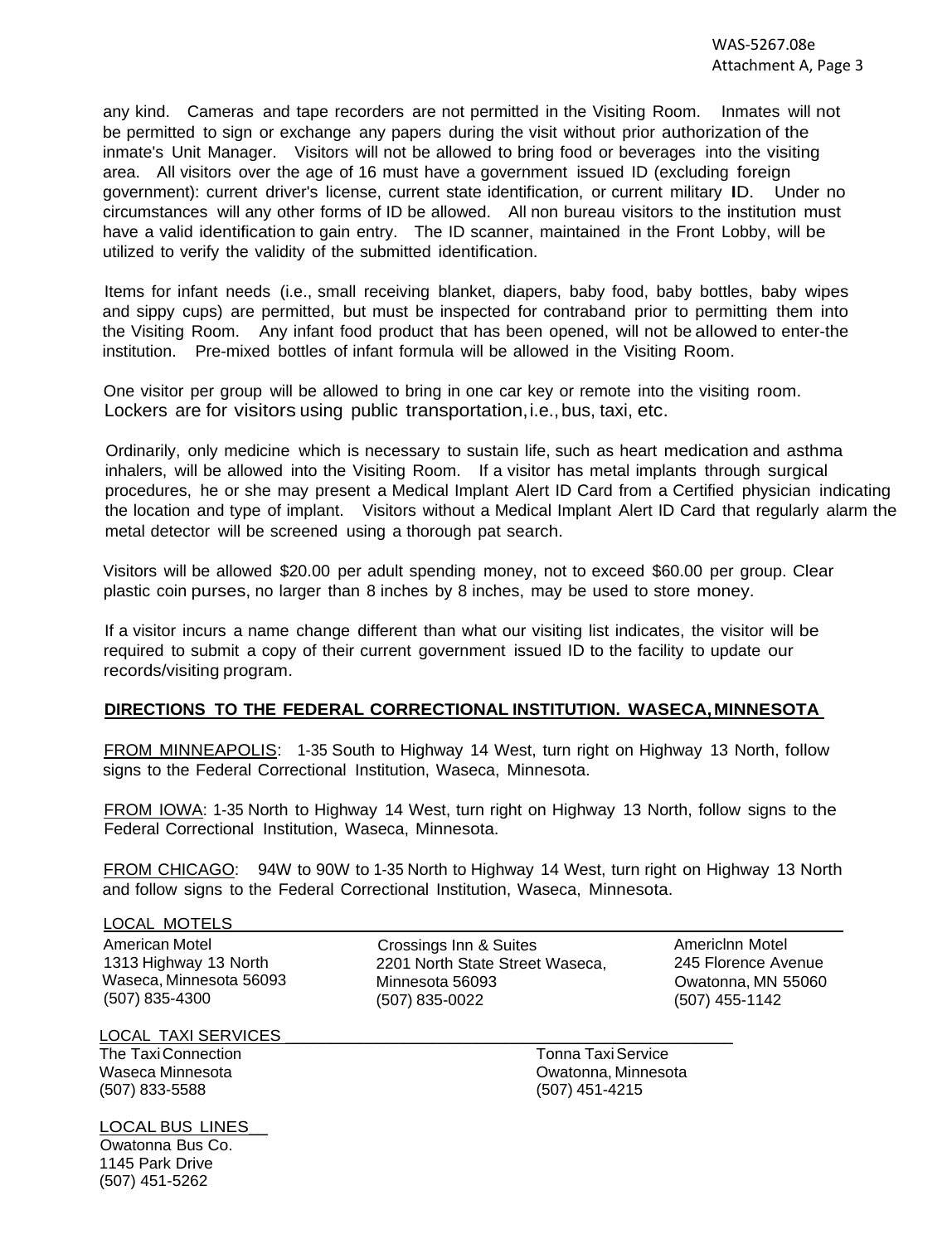any kind. Cameras and tape recorders are not permitted in the Visiting Room. Inmates will not be permitted to sign or exchange any papers during the visit without prior authorization of the inmate's Unit Manager. Visitors will not be allowed to bring food or beverages into the visiting area. All visitors over the age of 16 must have a government issued ID (excluding foreign government): current driver's license, current state identification, or current military ID. Under no circumstances will any other forms of ID be allowed. All non bureau visitors to the institution must have a valid identification to gain entry. The ID scanner, maintained in the Front Lobby, will be utilized to verify the validity of the submitted identification.

Items for infant needs (i.e., small receiving blanket, diapers, baby food, baby bottles, baby wipes and sippy cups) are permitted, but must be inspected for contraband prior to permitting them into the Visiting Room. Any infant food product that has been opened, will not be allowed to enter-the institution. Pre-mixed bottles of infant formula will be allowed in the Visiting Room.

One visitor per group will be allowed to bring in one car key or remote into the visiting room. Lockers are for visitors using public transportation, i.e., bus, taxi, etc.

Ordinarily, only medicine which is necessary to sustain life, such as heart medication and asthma inhalers, will be allowed into the Visiting Room. If a visitor has metal implants through surgical procedures, he or she may present a Medical Implant Alert ID Card from a Certified physician indicating the location and type of implant. Visitors without a Medical Implant Alert ID Card that regularly alarm the metal detector will be screened using a thorough pat search.

Visitors will be allowed $20.00 per adult spending money, not to exceed $60.00 per group. Clear plastic coin purses, no larger than 8 inches by 8 inches, may be used to store money.

If a visitor incurs a name change different than what our visiting list indicates, the visitor will be required to submit a copy of their current government issued ID to the facility to update our records/visiting program.

**DIRECTIONS TO THE FEDERAL CORRECTIONAL INSTITUTION. WASECA, MINNESOTA**

FROM MINNEAPOLIS: 1-35 South to Highway 14 West, turn right on Highway 13 North, follow signs to the Federal Correctional Institution, Waseca, Minnesota.

FROM IOWA: 1-35 North to Highway 14 West, turn right on Highway 13 North, follow signs to the Federal Correctional Institution, Waseca, Minnesota.

FROM CHICAGO: 94W to 90W to 1-35 North to Highway 14 West, turn right on Highway 13 North and follow signs to the Federal Correctional Institution, Waseca, Minnesota.

LOCAL MOTELS

American Motel
1313 Highway 13 North
Waseca, Minnesota 56093
(507) 835-4300

Crossings Inn & Suites
2201 North State Street Waseca, Minnesota 56093
(507) 835-0022

Americlnn Motel
245 Florence Avenue
Owatonna, MN 55060
(507) 455-1142

LOCAL TAXI SERVICES

The Taxi Connection
Waseca Minnesota
(507) 833-5588

Tonna Taxi Service
Owatonna, Minnesota
(507) 451-4215

LOCAL BUS LINES

Owatonna Bus Co.
1145 Park Drive
(507) 451-5262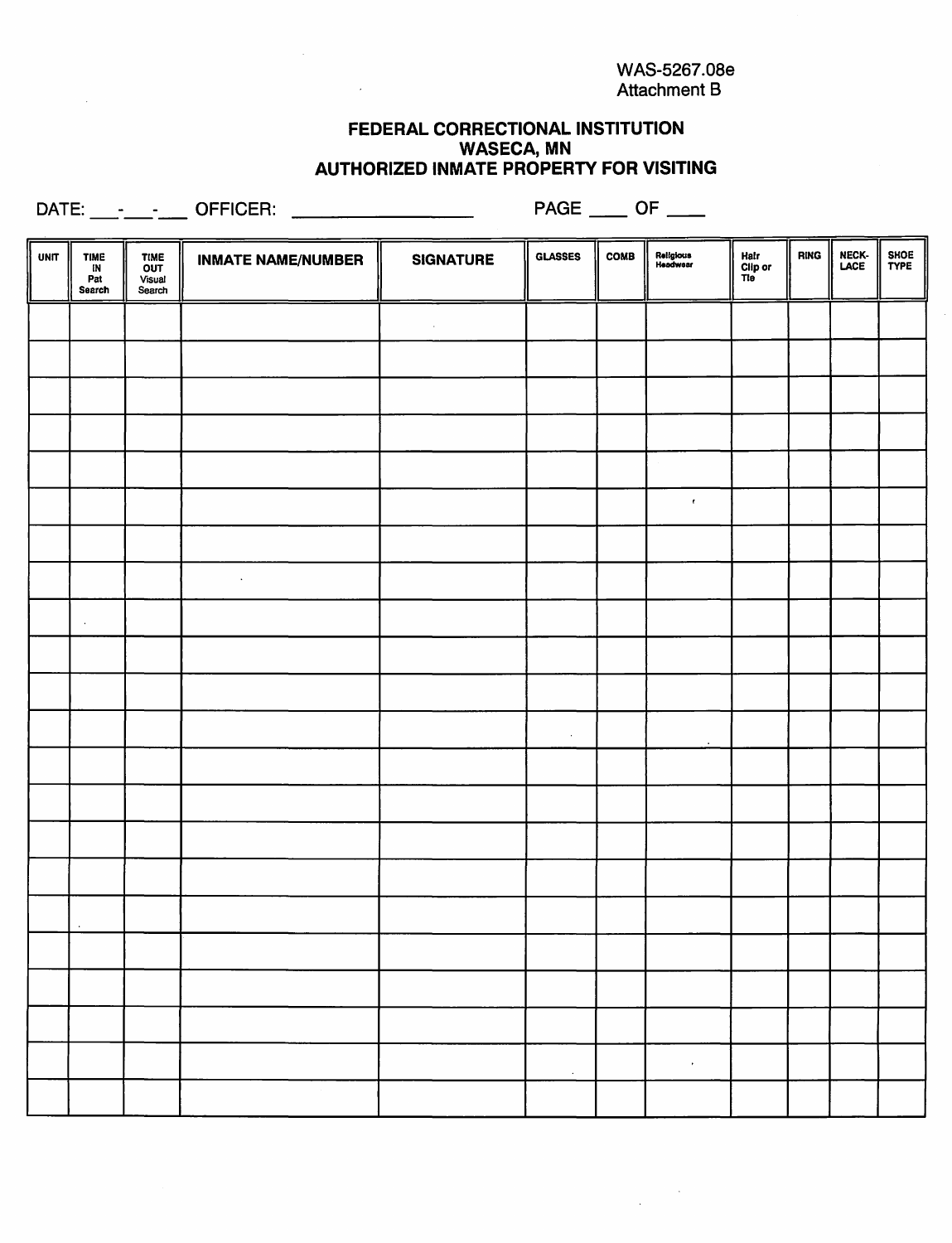WAS-5267.08e
Attachment B

**FEDERAL CORRECTIONAL INSTITUTION**
**WASECA, MN**
**AUTHORIZED INMATE PROPERTY FOR VISITING**

DATE: ___-___-___ OFFICER: __________________ PAGE ____ OF ____

| UNIT | TIME IN Pat Search | TIME OUT Visual Search | INMATE NAME/NUMBER | SIGNATURE | GLASSES | COMB | Religious Headwear | Hair Clip or Tie | RING | NECK-LACE | SHOE TYPE |
|---|---|---|---|---|---|---|---|---|---|---|---|
| | | | | | | | | | | | |
| | | | | | | | | | | | |
| | | | | | | | | | | | |
| | | | | | | | | | | | |
| | | | | | | | | | | | |
| | | | | | | | | | | | |
| | | | | | | | | | | | |
| | | | | | | | | | | | |
| | | | | | | | | | | | |
| | | | | | | | | | | | |
| | | | | | | | | | | | |
| | | | | | | | | | | | |
| | | | | | | | | | | | |
| | | | | | | | | | | | |
| | | | | | | | | | | | |
| | | | | | | | | | | | |
| | | | | | | | | | | | |
| | | | | | | | | | | | |
| | | | | | | | | | | | |
| | | | | | | | | | | | |
| | | | | | | | | | | | |
| | | | | | | | | | | | |
| | | | | | | | | | | | |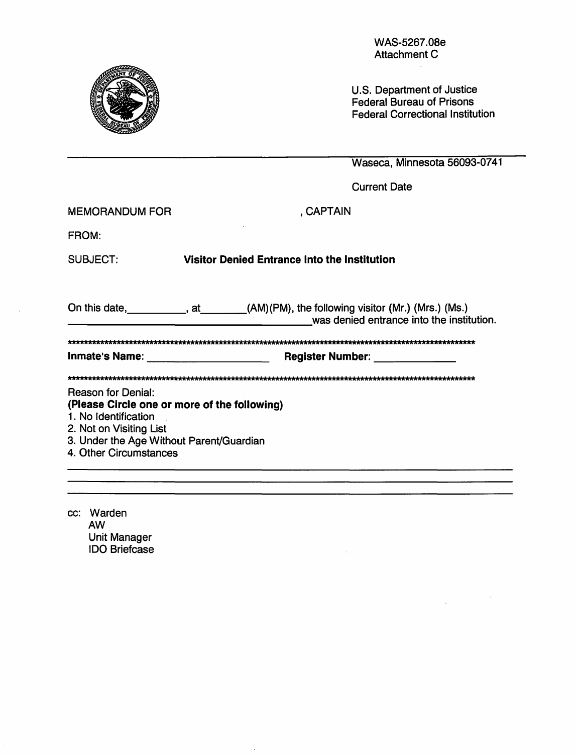WAS-5267.08e
Attachment C

U.S. Department of Justice
Federal Bureau of Prisons
Federal Correctional Institution

Waseca, Minnesota 56093-0741

Current Date

MEMORANDUM FOR , CAPTAIN

FROM:

SUBJECT: **Visitor Denied Entrance Into the Institution**

On this date,__________, at________(AM)(PM), the following visitor (Mr.) (Mrs.) (Ms.) ____________________________________________was denied entrance into the institution.

**************************************************************************************************

**Inmate's Name:** ____________________ **Register Number:** ______________

**************************************************************************************************

Reason for Denial:
**(Please Circle one or more of the following)**
1. No Identification
2. Not on Visiting List
3. Under the Age Without Parent/Guardian
4. Other Circumstances

______________________________________________________________________________
______________________________________________________________________________
______________________________________________________________________________

cc: Warden
AW
Unit Manager
IDO Briefcase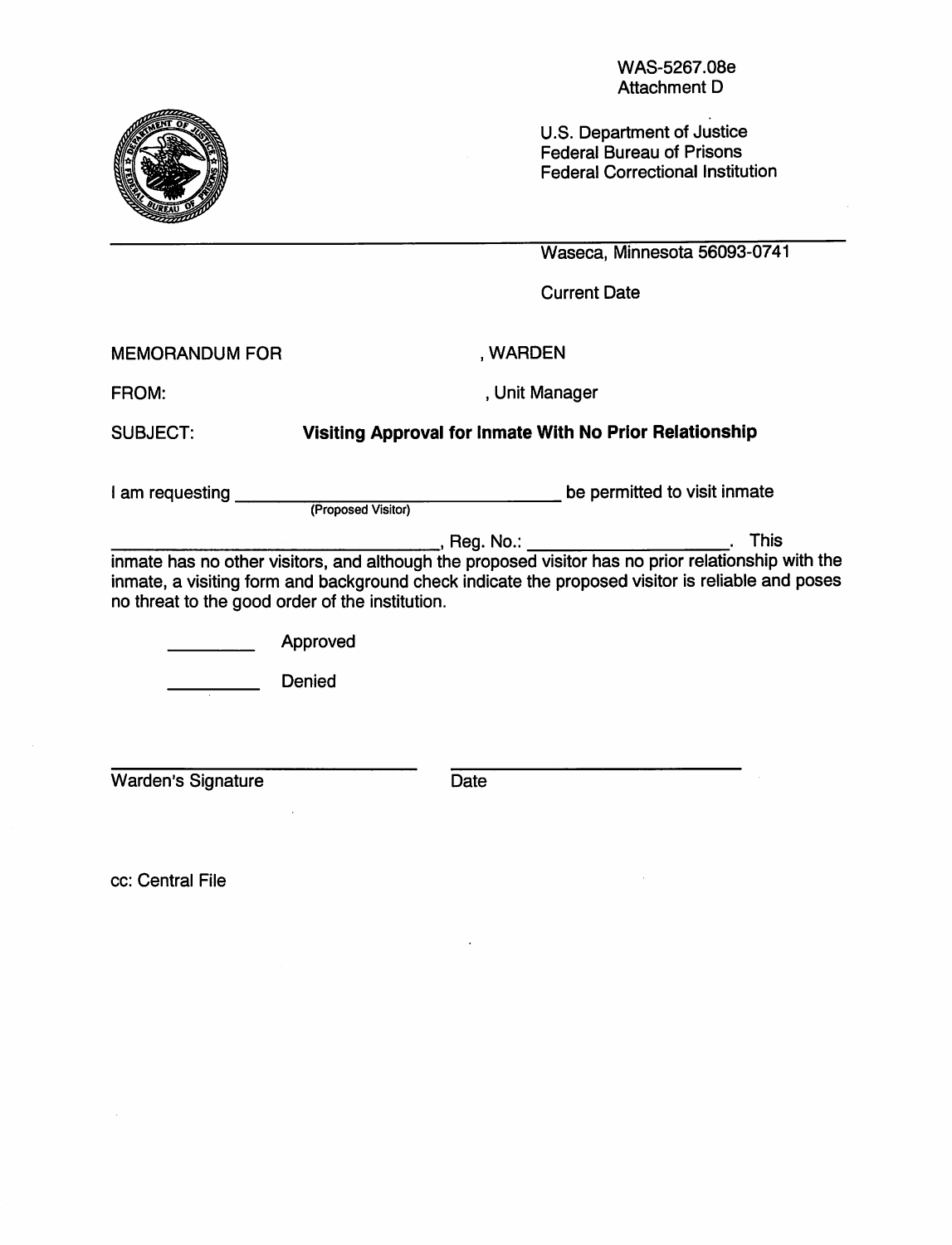WAS-5267.08e
Attachment D

U.S. Department of Justice
Federal Bureau of Prisons
Federal Correctional Institution

Waseca, Minnesota 56093-0741

Current Date

MEMORANDUM FOR , WARDEN

FROM: , Unit Manager

SUBJECT: **Visiting Approval for Inmate With No Prior Relationship**

I am requesting ________________________________ be permitted to visit inmate
(Proposed Visitor)

________________________________, Reg. No.: ____________________. This inmate has no other visitors, and although the proposed visitor has no prior relationship with the inmate, a visiting form and background check indicate the proposed visitor is reliable and poses no threat to the good order of the institution.

_________ Approved

_________ Denied

______________________________ ______________________________
Warden's Signature Date

cc: Central File